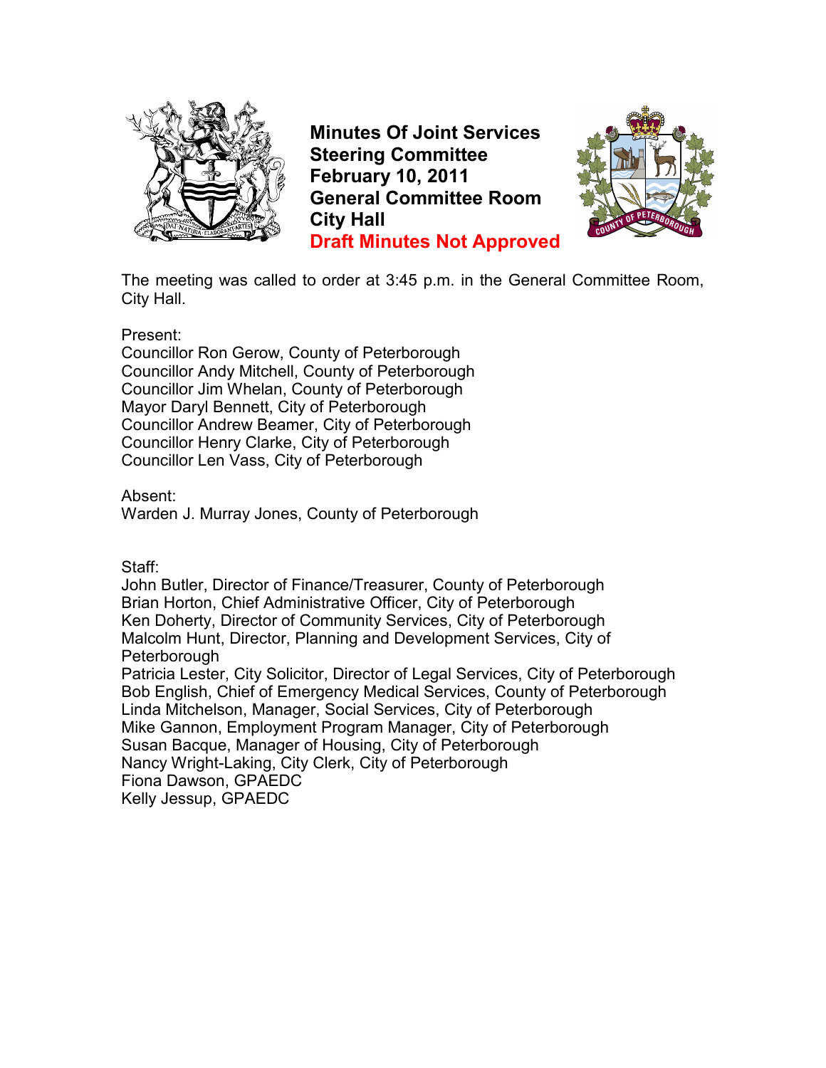# Minutes Of Joint Services Steering Committee
## February 10, 2011
## General Committee Room
## City Hall
## Draft Minutes Not Approved

The meeting was called to order at 3:45 p.m. in the General Committee Room, City Hall.

Present:
Councillor Ron Gerow, County of Peterborough
Councillor Andy Mitchell, County of Peterborough
Councillor Jim Whelan, County of Peterborough
Mayor Daryl Bennett, City of Peterborough
Councillor Andrew Beamer, City of Peterborough
Councillor Henry Clarke, City of Peterborough
Councillor Len Vass, City of Peterborough

Absent:
Warden J. Murray Jones, County of Peterborough

Staff:
John Butler, Director of Finance/Treasurer, County of Peterborough
Brian Horton, Chief Administrative Officer, City of Peterborough
Ken Doherty, Director of Community Services, City of Peterborough
Malcolm Hunt, Director, Planning and Development Services, City of Peterborough
Patricia Lester, City Solicitor, Director of Legal Services, City of Peterborough
Bob English, Chief of Emergency Medical Services, County of Peterborough
Linda Mitchelson, Manager, Social Services, City of Peterborough
Mike Gannon, Employment Program Manager, City of Peterborough
Susan Bacque, Manager of Housing, City of Peterborough
Nancy Wright-Laking, City Clerk, City of Peterborough
Fiona Dawson, GPAEDC
Kelly Jessup, GPAEDC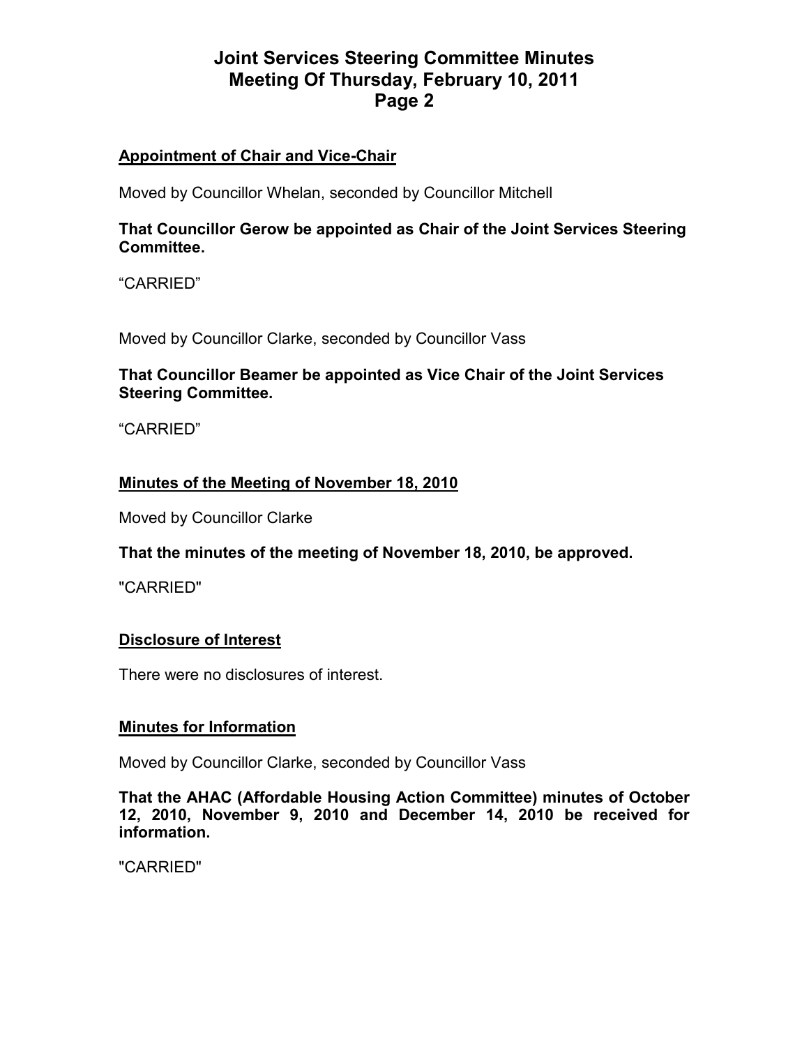## Appointment of Chair and Vice-Chair

Moved by Councillor Whelan, seconded by Councillor Mitchell

**That Councillor Gerow be appointed as Chair of the Joint Services Steering Committee.**

"CARRIED"

Moved by Councillor Clarke, seconded by Councillor Vass

**That Councillor Beamer be appointed as Vice Chair of the Joint Services Steering Committee.**

"CARRIED"

## Minutes of the Meeting of November 18, 2010

Moved by Councillor Clarke

**That the minutes of the meeting of November 18, 2010, be approved.**

"CARRIED"

## Disclosure of Interest

There were no disclosures of interest.

## Minutes for Information

Moved by Councillor Clarke, seconded by Councillor Vass

**That the AHAC (Affordable Housing Action Committee) minutes of October 12, 2010, November 9, 2010 and December 14, 2010 be received for information.**

"CARRIED"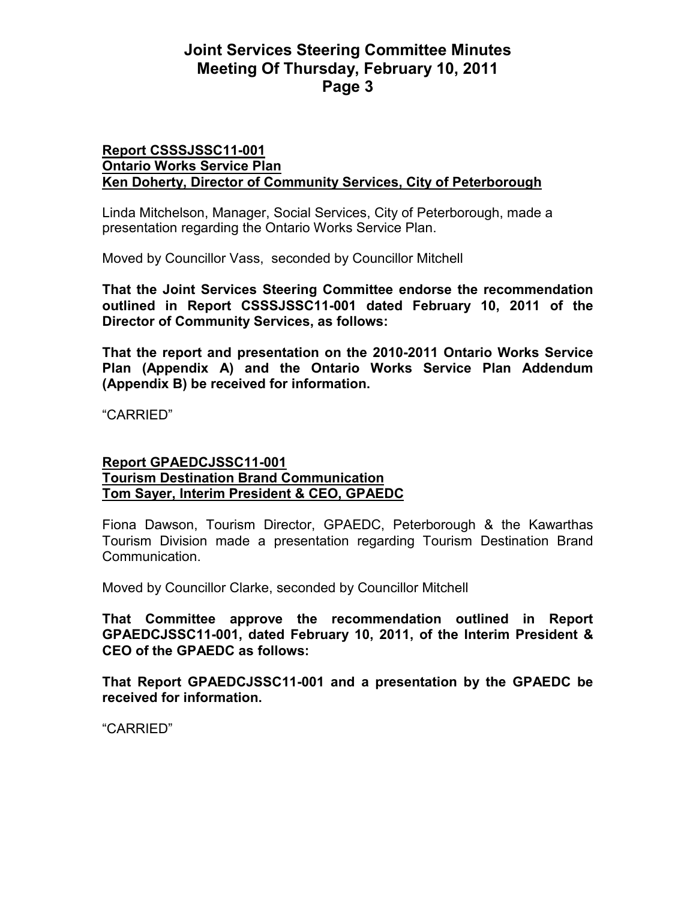**Report CSSSJSSC11-001**
**Ontario Works Service Plan**
**Ken Doherty, Director of Community Services, City of Peterborough**

Linda Mitchelson, Manager, Social Services, City of Peterborough, made a presentation regarding the Ontario Works Service Plan.

Moved by Councillor Vass, seconded by Councillor Mitchell

**That the Joint Services Steering Committee endorse the recommendation outlined in Report CSSSJSSC11-001 dated February 10, 2011 of the Director of Community Services, as follows:**

**That the report and presentation on the 2010-2011 Ontario Works Service Plan (Appendix A) and the Ontario Works Service Plan Addendum (Appendix B) be received for information.**

"CARRIED"

**Report GPAEDCJSSC11-001**
**Tourism Destination Brand Communication**
**Tom Sayer, Interim President & CEO, GPAEDC**

Fiona Dawson, Tourism Director, GPAEDC, Peterborough & the Kawarthas Tourism Division made a presentation regarding Tourism Destination Brand Communication.

Moved by Councillor Clarke, seconded by Councillor Mitchell

**That Committee approve the recommendation outlined in Report GPAEDCJSSC11-001, dated February 10, 2011, of the Interim President & CEO of the GPAEDC as follows:**

**That Report GPAEDCJSSC11-001 and a presentation by the GPAEDC be received for information.**

"CARRIED"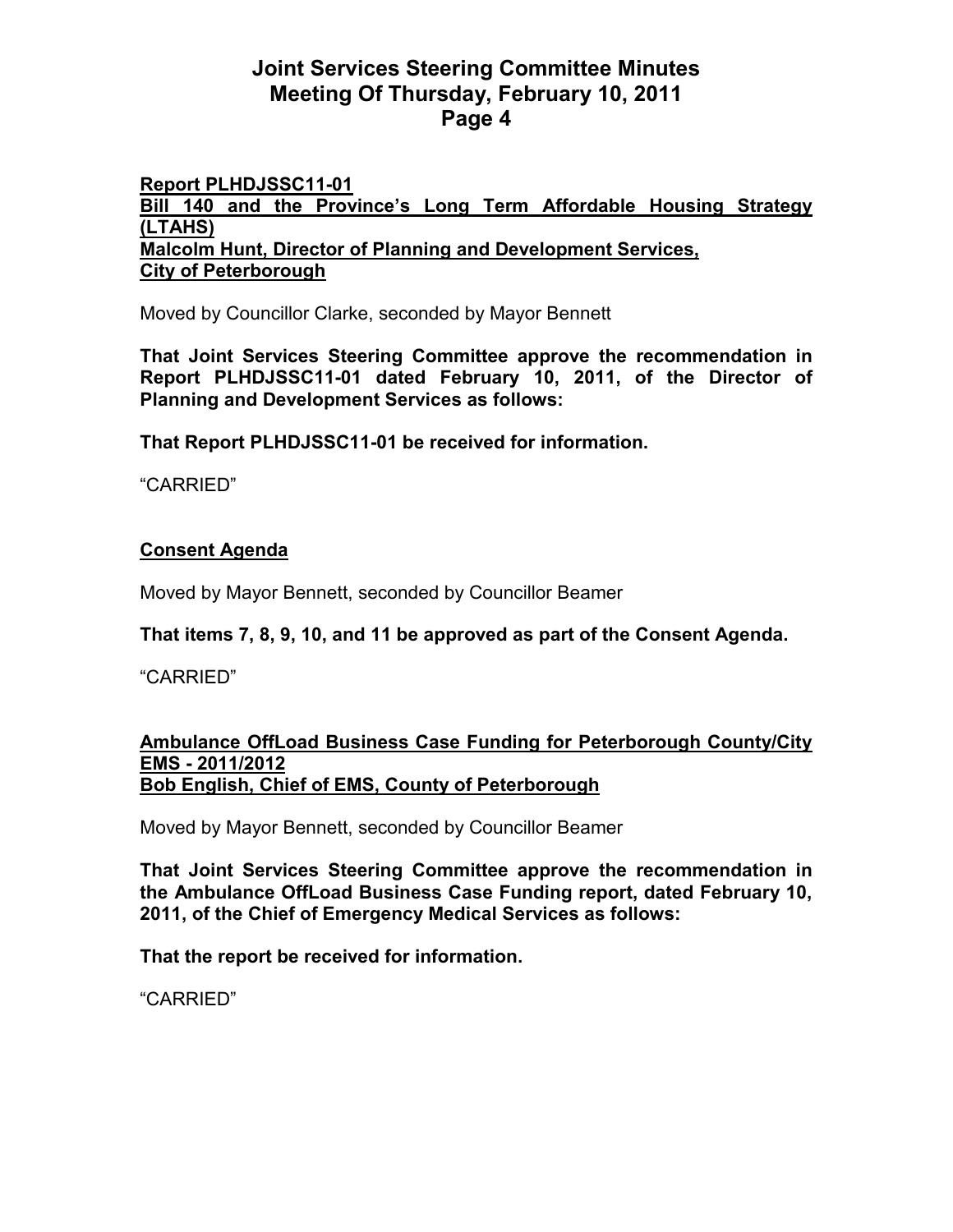**Report PLHDJSSC11-01**
**Bill 140 and the Province's Long Term Affordable Housing Strategy (LTAHS)**
**Malcolm Hunt, Director of Planning and Development Services, City of Peterborough**

Moved by Councillor Clarke, seconded by Mayor Bennett

**That Joint Services Steering Committee approve the recommendation in Report PLHDJSSC11-01 dated February 10, 2011, of the Director of Planning and Development Services as follows:**

**That Report PLHDJSSC11-01 be received for information.**

"CARRIED"

**Consent Agenda**

Moved by Mayor Bennett, seconded by Councillor Beamer

**That items 7, 8, 9, 10, and 11 be approved as part of the Consent Agenda.**

"CARRIED"

**Ambulance OffLoad Business Case Funding for Peterborough County/City EMS - 2011/2012**
**Bob English, Chief of EMS, County of Peterborough**

Moved by Mayor Bennett, seconded by Councillor Beamer

**That Joint Services Steering Committee approve the recommendation in the Ambulance OffLoad Business Case Funding report, dated February 10, 2011, of the Chief of Emergency Medical Services as follows:**

**That the report be received for information.**

"CARRIED"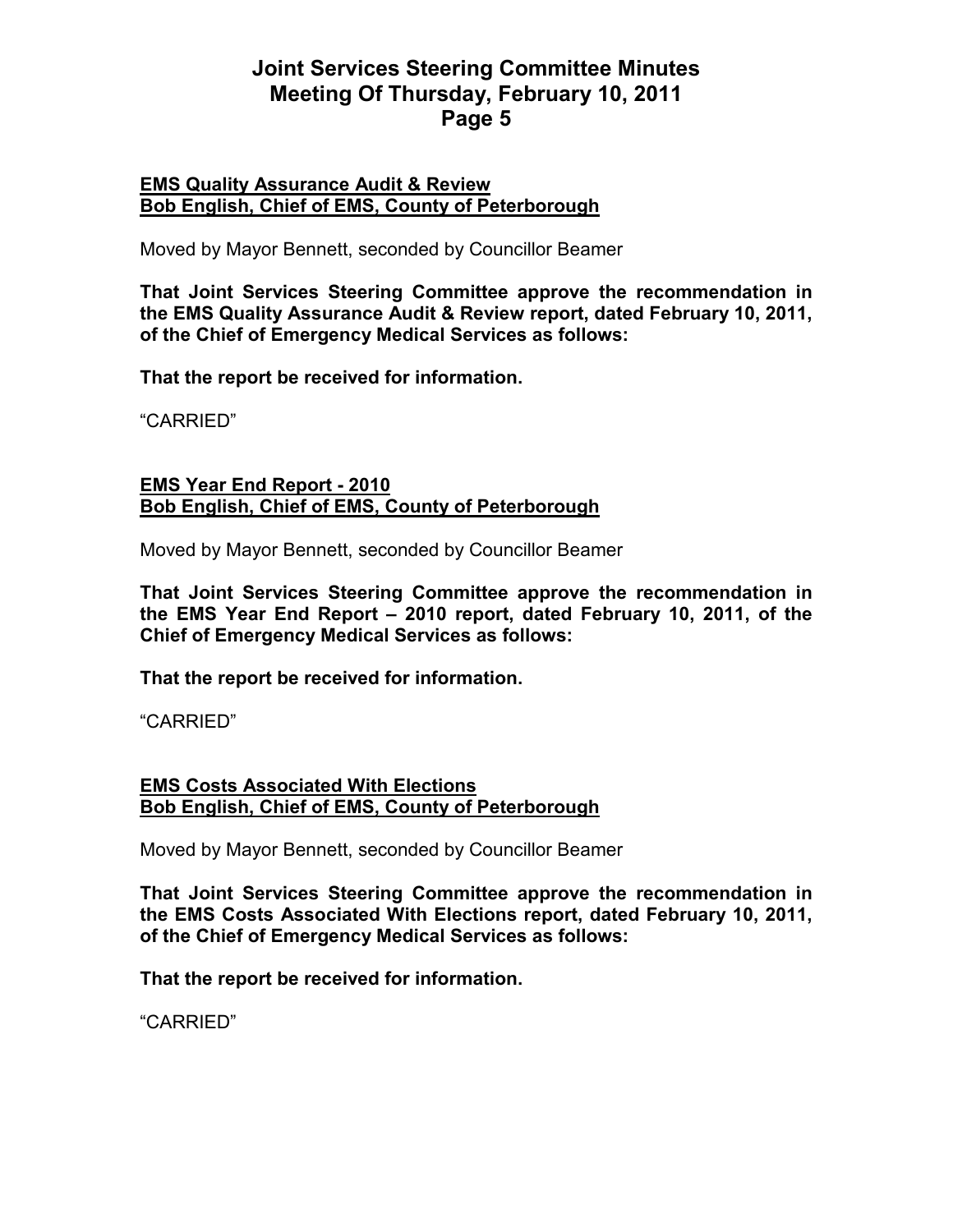**EMS Quality Assurance Audit & Review**
**Bob English, Chief of EMS, County of Peterborough**

Moved by Mayor Bennett, seconded by Councillor Beamer

**That Joint Services Steering Committee approve the recommendation in the EMS Quality Assurance Audit & Review report, dated February 10, 2011, of the Chief of Emergency Medical Services as follows:**

**That the report be received for information.**

"CARRIED"

**EMS Year End Report - 2010**
**Bob English, Chief of EMS, County of Peterborough**

Moved by Mayor Bennett, seconded by Councillor Beamer

**That Joint Services Steering Committee approve the recommendation in the EMS Year End Report – 2010 report, dated February 10, 2011, of the Chief of Emergency Medical Services as follows:**

**That the report be received for information.**

"CARRIED"

**EMS Costs Associated With Elections**
**Bob English, Chief of EMS, County of Peterborough**

Moved by Mayor Bennett, seconded by Councillor Beamer

**That Joint Services Steering Committee approve the recommendation in the EMS Costs Associated With Elections report, dated February 10, 2011, of the Chief of Emergency Medical Services as follows:**

**That the report be received for information.**

"CARRIED"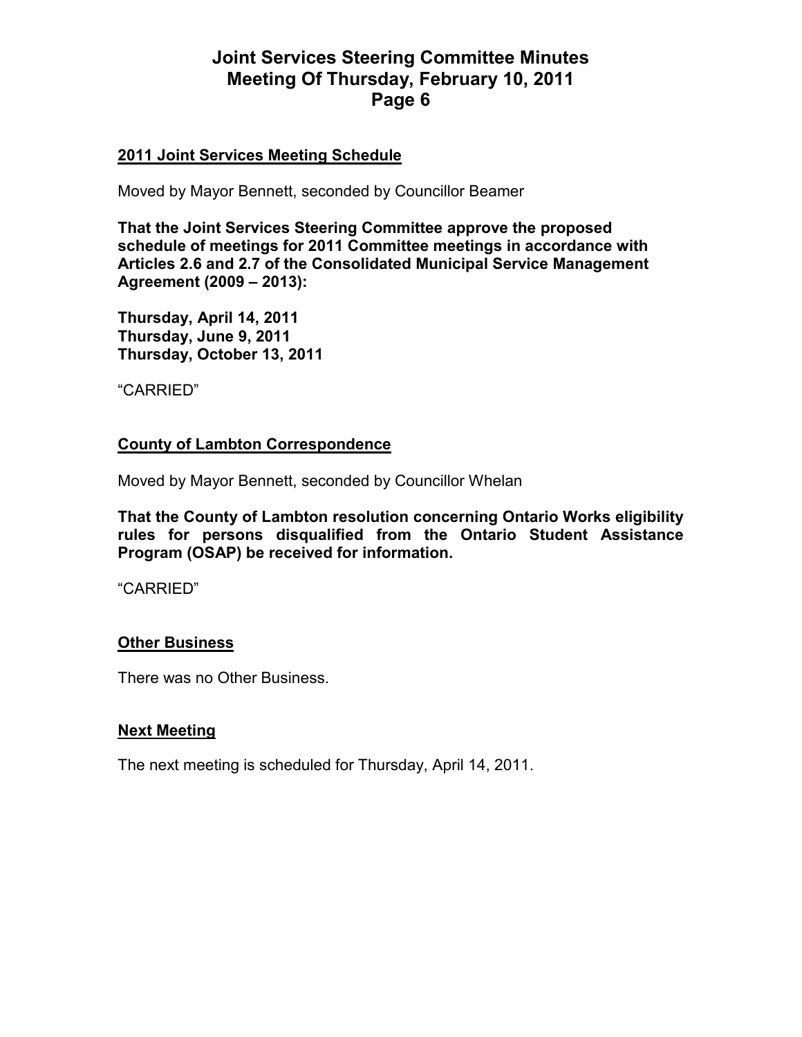## 2011 Joint Services Meeting Schedule

Moved by Mayor Bennett, seconded by Councillor Beamer

**That the Joint Services Steering Committee approve the proposed schedule of meetings for 2011 Committee meetings in accordance with Articles 2.6 and 2.7 of the Consolidated Municipal Service Management Agreement (2009 – 2013):**

**Thursday, April 14, 2011**
**Thursday, June 9, 2011**
**Thursday, October 13, 2011**

"CARRIED"

## County of Lambton Correspondence

Moved by Mayor Bennett, seconded by Councillor Whelan

**That the County of Lambton resolution concerning Ontario Works eligibility rules for persons disqualified from the Ontario Student Assistance Program (OSAP) be received for information.**

"CARRIED"

## Other Business

There was no Other Business.

## Next Meeting

The next meeting is scheduled for Thursday, April 14, 2011.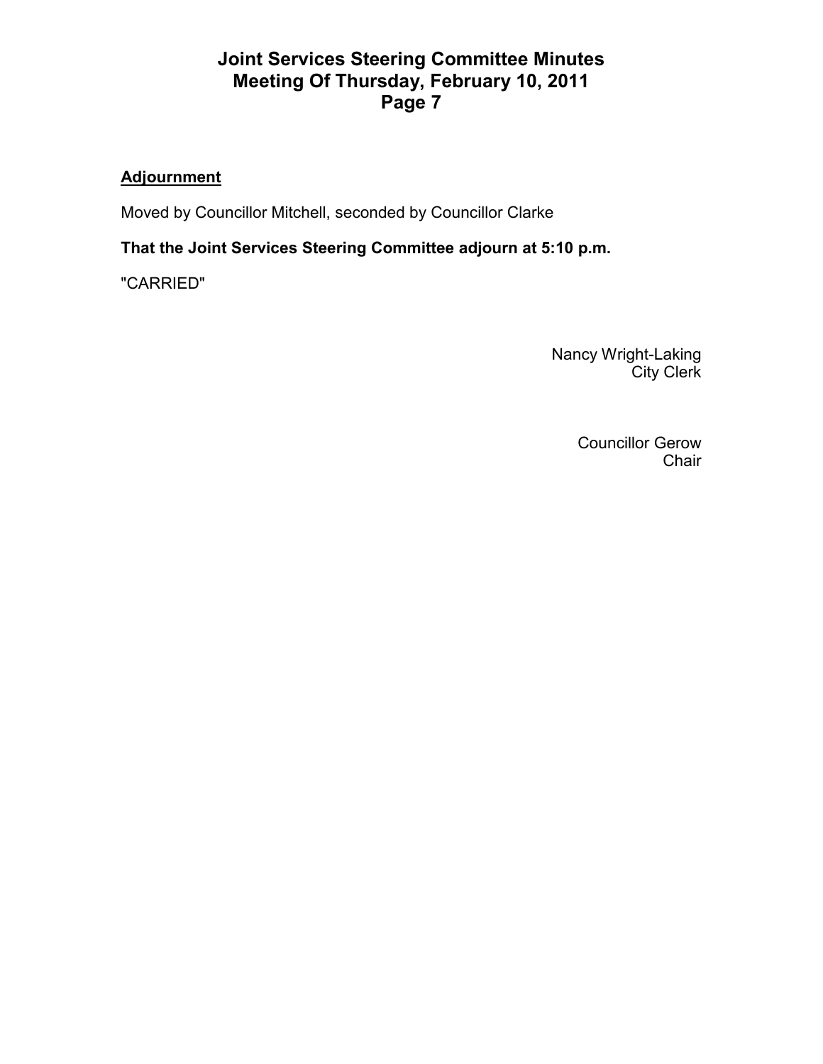**Adjournment**

Moved by Councillor Mitchell, seconded by Councillor Clarke

**That the Joint Services Steering Committee adjourn at 5:10 p.m.**

"CARRIED"

Nancy Wright-Laking
City Clerk

Councillor Gerow
Chair